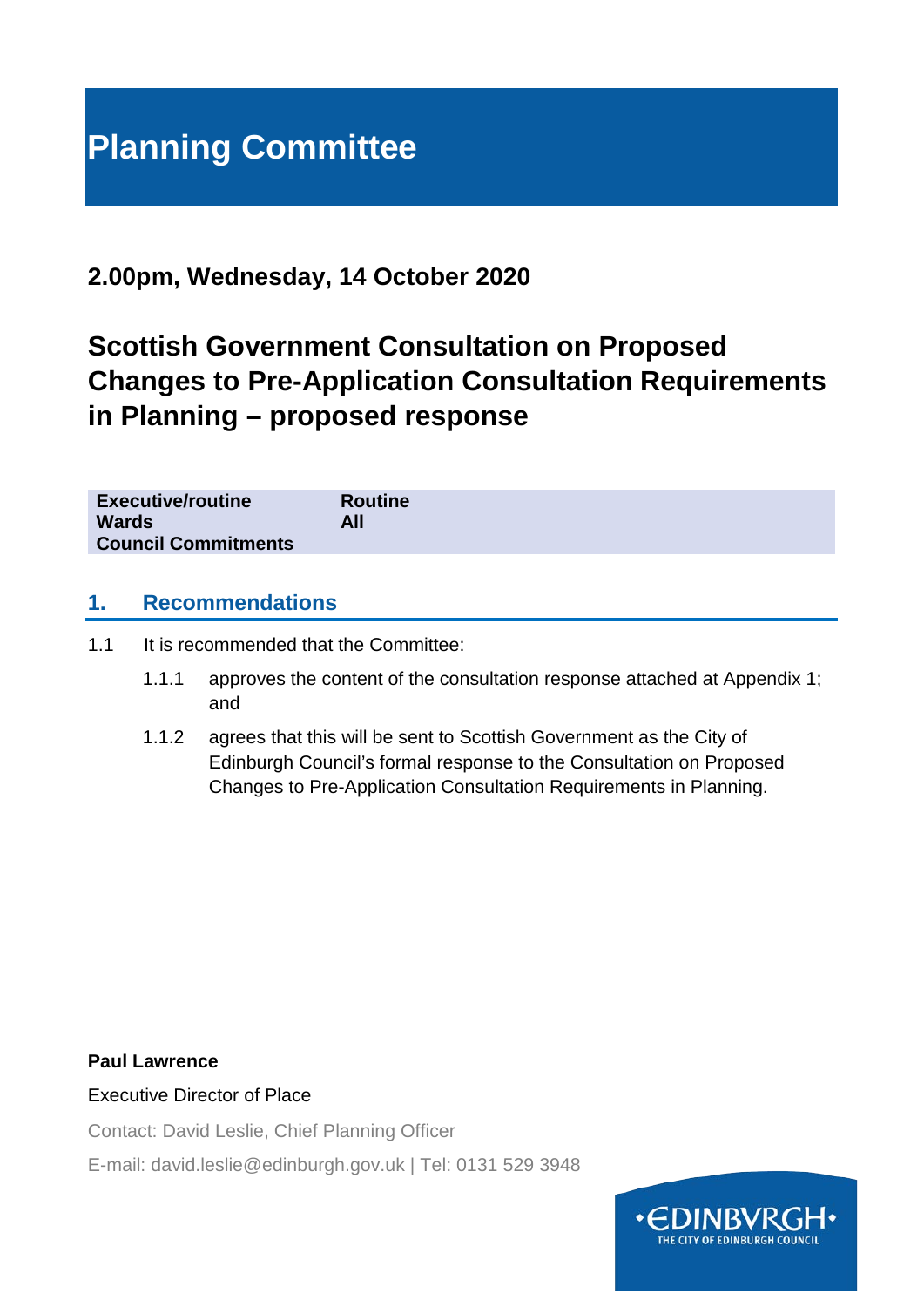# Planning Committee

## 2.00pm, Wednesday, 14 October 2020

# Scottish Government Consultation on Proposed Changes to Pre-Application Consultation Requirements in Planning – proposed response

| | |
|---|---|
| **Executive/routine** | **Routine** |
| **Wards** | **All** |
| **Council Commitments** | |

## 1. Recommendations

1.1 It is recommended that the Committee:

1.1.1 approves the content of the consultation response attached at Appendix 1; and

1.1.2 agrees that this will be sent to Scottish Government as the City of Edinburgh Council's formal response to the Consultation on Proposed Changes to Pre-Application Consultation Requirements in Planning.

**Paul Lawrence**

Executive Director of Place

Contact: David Leslie, Chief Planning Officer

E-mail: david.leslie@edinburgh.gov.uk | Tel: 0131 529 3948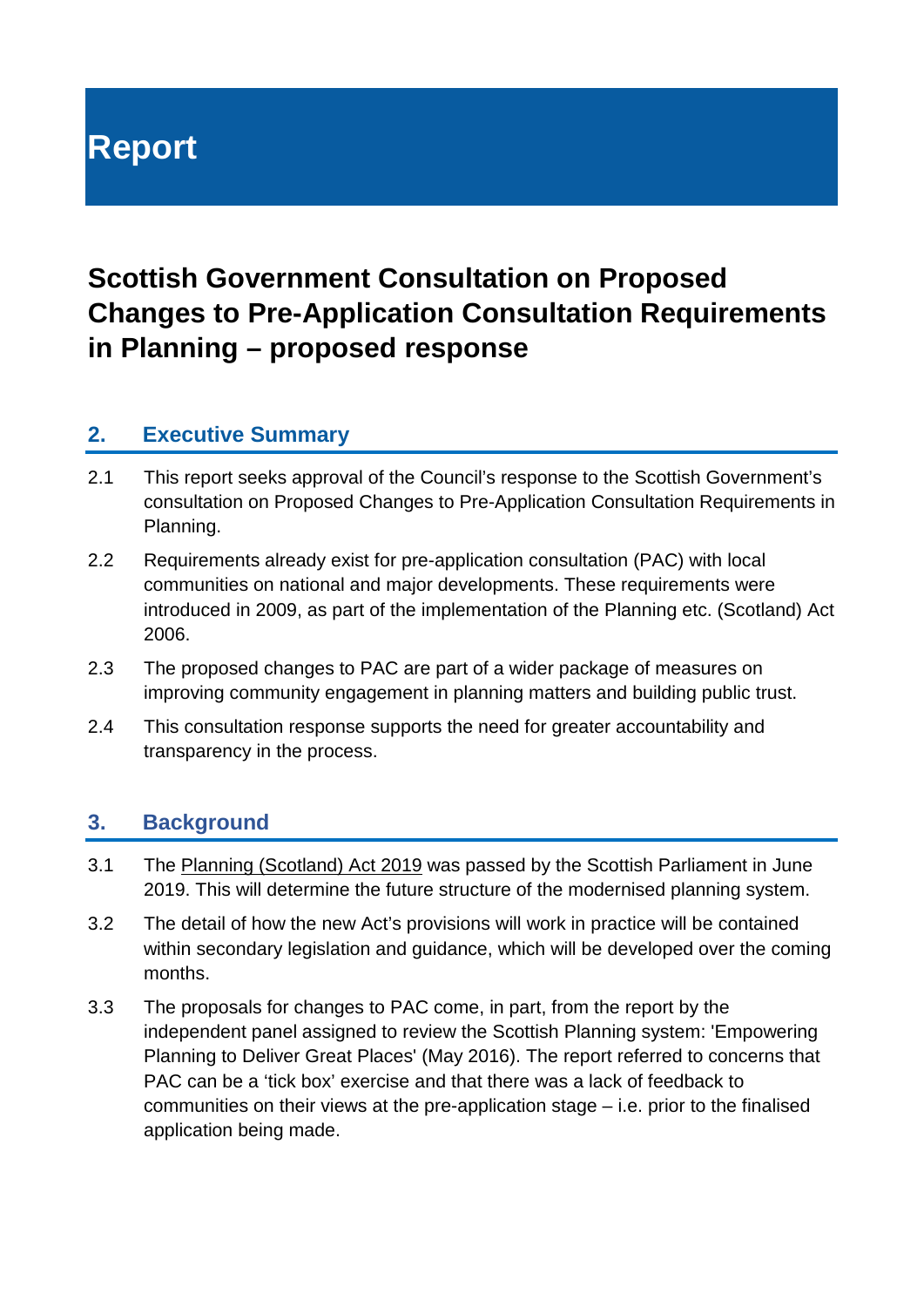# Report

## Scottish Government Consultation on Proposed Changes to Pre-Application Consultation Requirements in Planning – proposed response

### 2. Executive Summary

2.1 This report seeks approval of the Council's response to the Scottish Government's consultation on Proposed Changes to Pre-Application Consultation Requirements in Planning.

2.2 Requirements already exist for pre-application consultation (PAC) with local communities on national and major developments. These requirements were introduced in 2009, as part of the implementation of the Planning etc. (Scotland) Act 2006.

2.3 The proposed changes to PAC are part of a wider package of measures on improving community engagement in planning matters and building public trust.

2.4 This consultation response supports the need for greater accountability and transparency in the process.

### 3. Background

3.1 The Planning (Scotland) Act 2019 was passed by the Scottish Parliament in June 2019. This will determine the future structure of the modernised planning system.

3.2 The detail of how the new Act's provisions will work in practice will be contained within secondary legislation and guidance, which will be developed over the coming months.

3.3 The proposals for changes to PAC come, in part, from the report by the independent panel assigned to review the Scottish Planning system: 'Empowering Planning to Deliver Great Places' (May 2016). The report referred to concerns that PAC can be a 'tick box' exercise and that there was a lack of feedback to communities on their views at the pre-application stage – i.e. prior to the finalised application being made.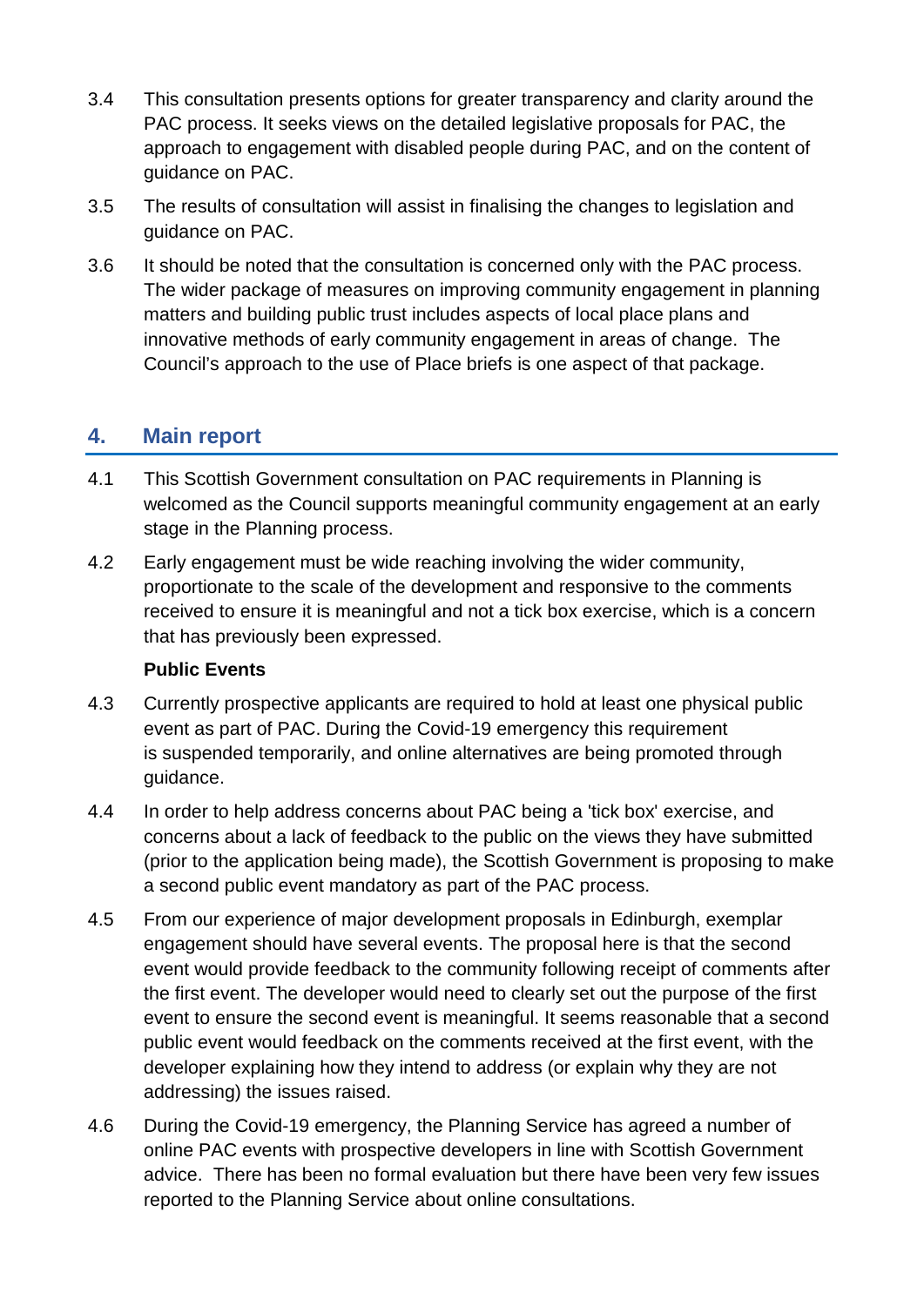3.4 This consultation presents options for greater transparency and clarity around the PAC process. It seeks views on the detailed legislative proposals for PAC, the approach to engagement with disabled people during PAC, and on the content of guidance on PAC.

3.5 The results of consultation will assist in finalising the changes to legislation and guidance on PAC.

3.6 It should be noted that the consultation is concerned only with the PAC process. The wider package of measures on improving community engagement in planning matters and building public trust includes aspects of local place plans and innovative methods of early community engagement in areas of change. The Council's approach to the use of Place briefs is one aspect of that package.

## 4. Main report

4.1 This Scottish Government consultation on PAC requirements in Planning is welcomed as the Council supports meaningful community engagement at an early stage in the Planning process.

4.2 Early engagement must be wide reaching involving the wider community, proportionate to the scale of the development and responsive to the comments received to ensure it is meaningful and not a tick box exercise, which is a concern that has previously been expressed.

**Public Events**

4.3 Currently prospective applicants are required to hold at least one physical public event as part of PAC. During the Covid-19 emergency this requirement is suspended temporarily, and online alternatives are being promoted through guidance.

4.4 In order to help address concerns about PAC being a 'tick box' exercise, and concerns about a lack of feedback to the public on the views they have submitted (prior to the application being made), the Scottish Government is proposing to make a second public event mandatory as part of the PAC process.

4.5 From our experience of major development proposals in Edinburgh, exemplar engagement should have several events. The proposal here is that the second event would provide feedback to the community following receipt of comments after the first event. The developer would need to clearly set out the purpose of the first event to ensure the second event is meaningful. It seems reasonable that a second public event would feedback on the comments received at the first event, with the developer explaining how they intend to address (or explain why they are not addressing) the issues raised.

4.6 During the Covid-19 emergency, the Planning Service has agreed a number of online PAC events with prospective developers in line with Scottish Government advice. There has been no formal evaluation but there have been very few issues reported to the Planning Service about online consultations.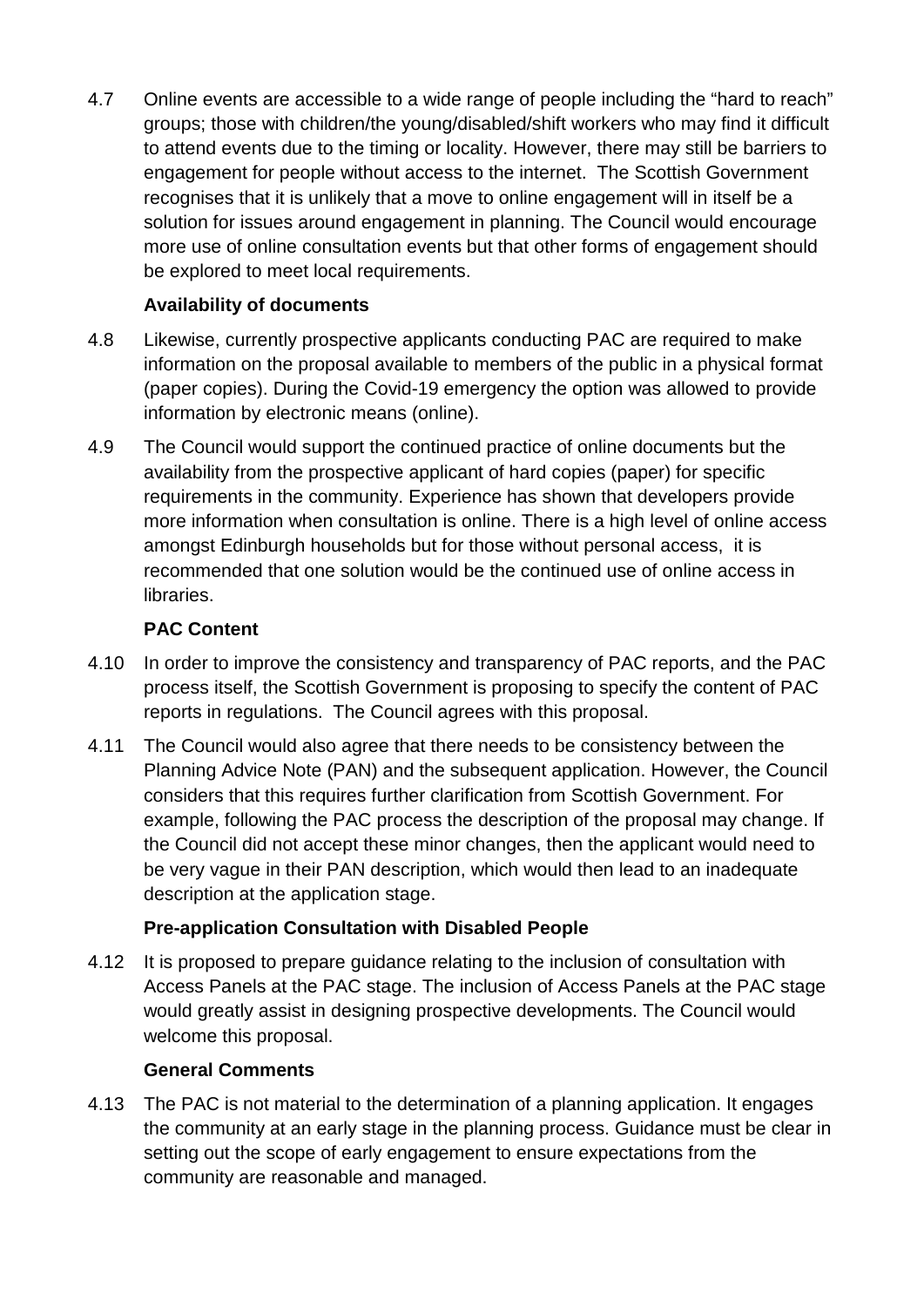4.7 Online events are accessible to a wide range of people including the "hard to reach" groups; those with children/the young/disabled/shift workers who may find it difficult to attend events due to the timing or locality. However, there may still be barriers to engagement for people without access to the internet. The Scottish Government recognises that it is unlikely that a move to online engagement will in itself be a solution for issues around engagement in planning. The Council would encourage more use of online consultation events but that other forms of engagement should be explored to meet local requirements.

**Availability of documents**

4.8 Likewise, currently prospective applicants conducting PAC are required to make information on the proposal available to members of the public in a physical format (paper copies). During the Covid-19 emergency the option was allowed to provide information by electronic means (online).

4.9 The Council would support the continued practice of online documents but the availability from the prospective applicant of hard copies (paper) for specific requirements in the community. Experience has shown that developers provide more information when consultation is online. There is a high level of online access amongst Edinburgh households but for those without personal access, it is recommended that one solution would be the continued use of online access in libraries.

**PAC Content**

4.10 In order to improve the consistency and transparency of PAC reports, and the PAC process itself, the Scottish Government is proposing to specify the content of PAC reports in regulations. The Council agrees with this proposal.

4.11 The Council would also agree that there needs to be consistency between the Planning Advice Note (PAN) and the subsequent application. However, the Council considers that this requires further clarification from Scottish Government. For example, following the PAC process the description of the proposal may change. If the Council did not accept these minor changes, then the applicant would need to be very vague in their PAN description, which would then lead to an inadequate description at the application stage.

**Pre-application Consultation with Disabled People**

4.12 It is proposed to prepare guidance relating to the inclusion of consultation with Access Panels at the PAC stage. The inclusion of Access Panels at the PAC stage would greatly assist in designing prospective developments. The Council would welcome this proposal.

**General Comments**

4.13 The PAC is not material to the determination of a planning application. It engages the community at an early stage in the planning process. Guidance must be clear in setting out the scope of early engagement to ensure expectations from the community are reasonable and managed.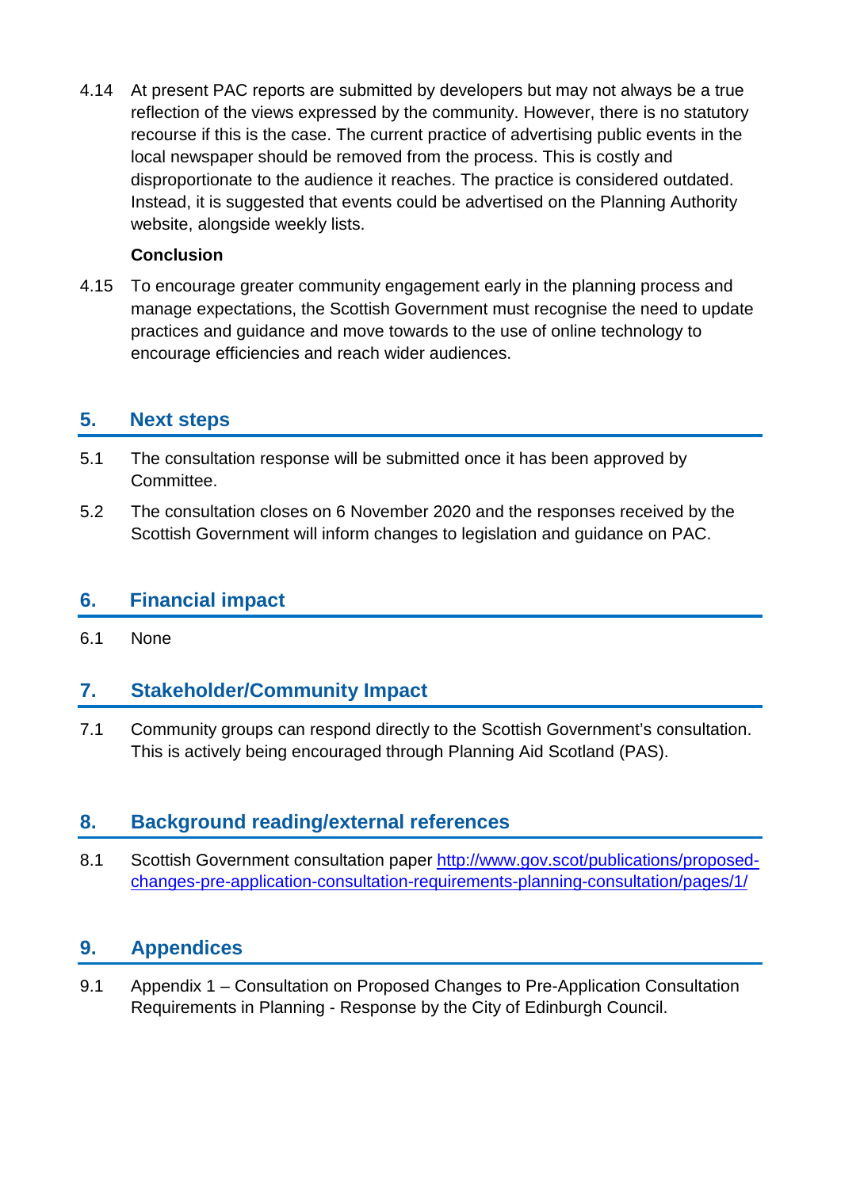4.14 At present PAC reports are submitted by developers but may not always be a true reflection of the views expressed by the community. However, there is no statutory recourse if this is the case. The current practice of advertising public events in the local newspaper should be removed from the process. This is costly and disproportionate to the audience it reaches. The practice is considered outdated. Instead, it is suggested that events could be advertised on the Planning Authority website, alongside weekly lists.

**Conclusion**

4.15 To encourage greater community engagement early in the planning process and manage expectations, the Scottish Government must recognise the need to update practices and guidance and move towards to the use of online technology to encourage efficiencies and reach wider audiences.

## 5. Next steps

5.1 The consultation response will be submitted once it has been approved by Committee.

5.2 The consultation closes on 6 November 2020 and the responses received by the Scottish Government will inform changes to legislation and guidance on PAC.

## 6. Financial impact

6.1 None

## 7. Stakeholder/Community Impact

7.1 Community groups can respond directly to the Scottish Government's consultation. This is actively being encouraged through Planning Aid Scotland (PAS).

## 8. Background reading/external references

8.1 Scottish Government consultation paper [http://www.gov.scot/publications/proposed-changes-pre-application-consultation-requirements-planning-consultation/pages/1/](http://www.gov.scot/publications/proposed-changes-pre-application-consultation-requirements-planning-consultation/pages/1/)

## 9. Appendices

9.1 Appendix 1 – Consultation on Proposed Changes to Pre-Application Consultation Requirements in Planning - Response by the City of Edinburgh Council.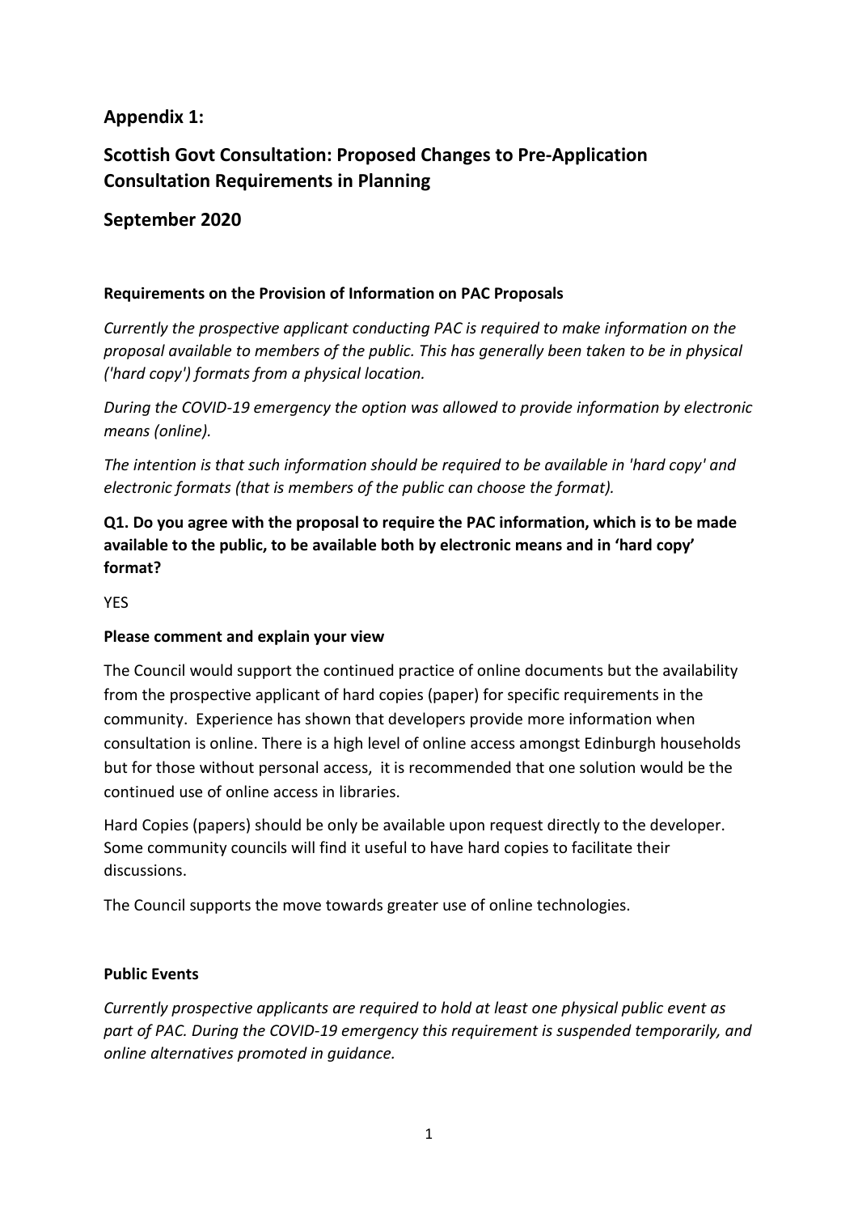## Appendix 1:

## Scottish Govt Consultation: Proposed Changes to Pre-Application Consultation Requirements in Planning

## September 2020

**Requirements on the Provision of Information on PAC Proposals**

*Currently the prospective applicant conducting PAC is required to make information on the proposal available to members of the public. This has generally been taken to be in physical ('hard copy') formats from a physical location.*

*During the COVID-19 emergency the option was allowed to provide information by electronic means (online).*

*The intention is that such information should be required to be available in 'hard copy' and electronic formats (that is members of the public can choose the format).*

**Q1. Do you agree with the proposal to require the PAC information, which is to be made available to the public, to be available both by electronic means and in 'hard copy' format?**

YES

**Please comment and explain your view**

The Council would support the continued practice of online documents but the availability from the prospective applicant of hard copies (paper) for specific requirements in the community. Experience has shown that developers provide more information when consultation is online. There is a high level of online access amongst Edinburgh households but for those without personal access, it is recommended that one solution would be the continued use of online access in libraries.

Hard Copies (papers) should be only be available upon request directly to the developer. Some community councils will find it useful to have hard copies to facilitate their discussions.

The Council supports the move towards greater use of online technologies.

**Public Events**

*Currently prospective applicants are required to hold at least one physical public event as part of PAC. During the COVID-19 emergency this requirement is suspended temporarily, and online alternatives promoted in guidance.*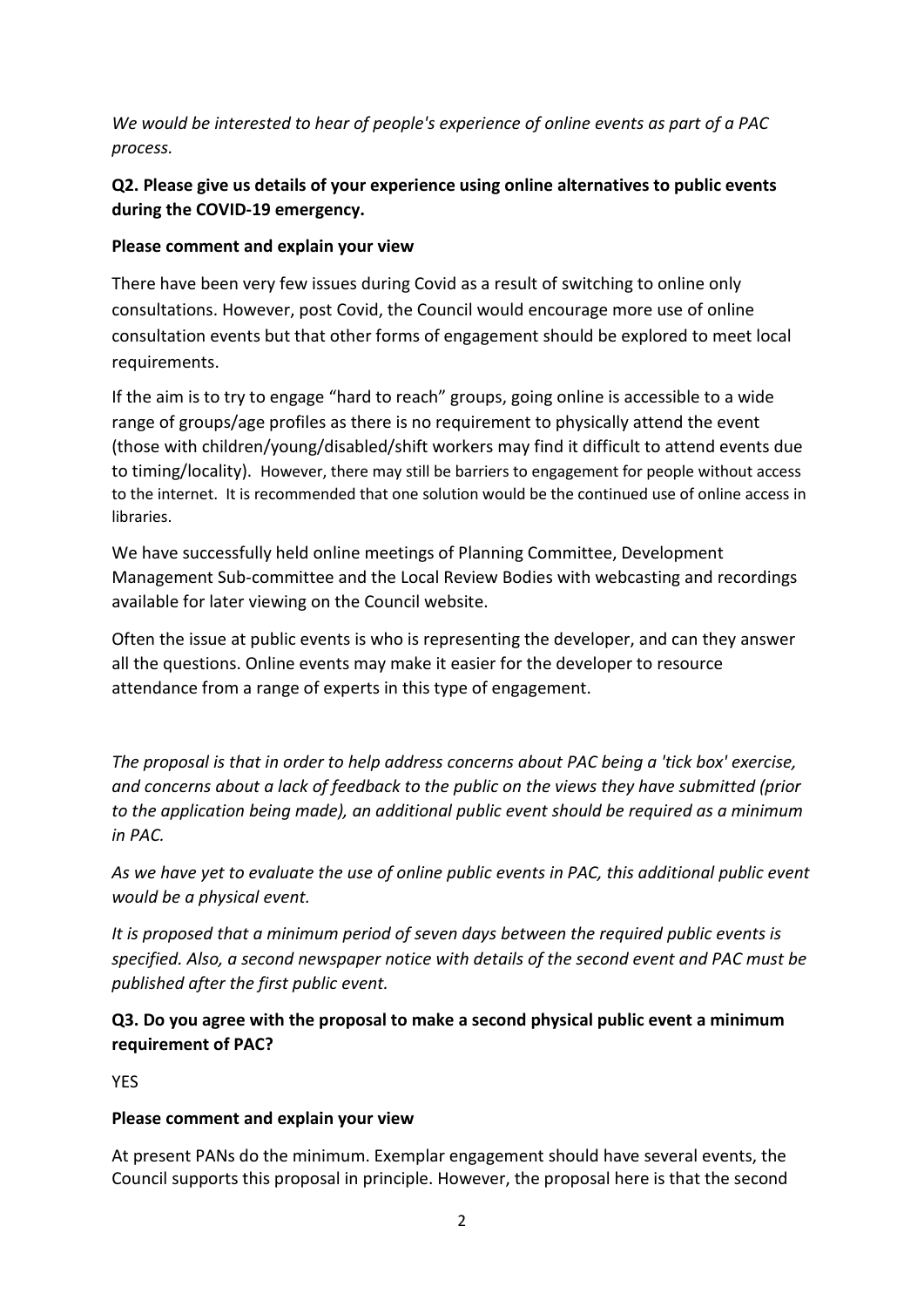*We would be interested to hear of people's experience of online events as part of a PAC process.*

**Q2. Please give us details of your experience using online alternatives to public events during the COVID-19 emergency.**

**Please comment and explain your view**

There have been very few issues during Covid as a result of switching to online only consultations. However, post Covid, the Council would encourage more use of online consultation events but that other forms of engagement should be explored to meet local requirements.

If the aim is to try to engage "hard to reach" groups, going online is accessible to a wide range of groups/age profiles as there is no requirement to physically attend the event (those with children/young/disabled/shift workers may find it difficult to attend events due to timing/locality). However, there may still be barriers to engagement for people without access to the internet. It is recommended that one solution would be the continued use of online access in libraries.

We have successfully held online meetings of Planning Committee, Development Management Sub-committee and the Local Review Bodies with webcasting and recordings available for later viewing on the Council website.

Often the issue at public events is who is representing the developer, and can they answer all the questions. Online events may make it easier for the developer to resource attendance from a range of experts in this type of engagement.

*The proposal is that in order to help address concerns about PAC being a 'tick box' exercise, and concerns about a lack of feedback to the public on the views they have submitted (prior to the application being made), an additional public event should be required as a minimum in PAC.*

*As we have yet to evaluate the use of online public events in PAC, this additional public event would be a physical event.*

*It is proposed that a minimum period of seven days between the required public events is specified. Also, a second newspaper notice with details of the second event and PAC must be published after the first public event.*

**Q3. Do you agree with the proposal to make a second physical public event a minimum requirement of PAC?**

YES

**Please comment and explain your view**

At present PANs do the minimum. Exemplar engagement should have several events, the Council supports this proposal in principle. However, the proposal here is that the second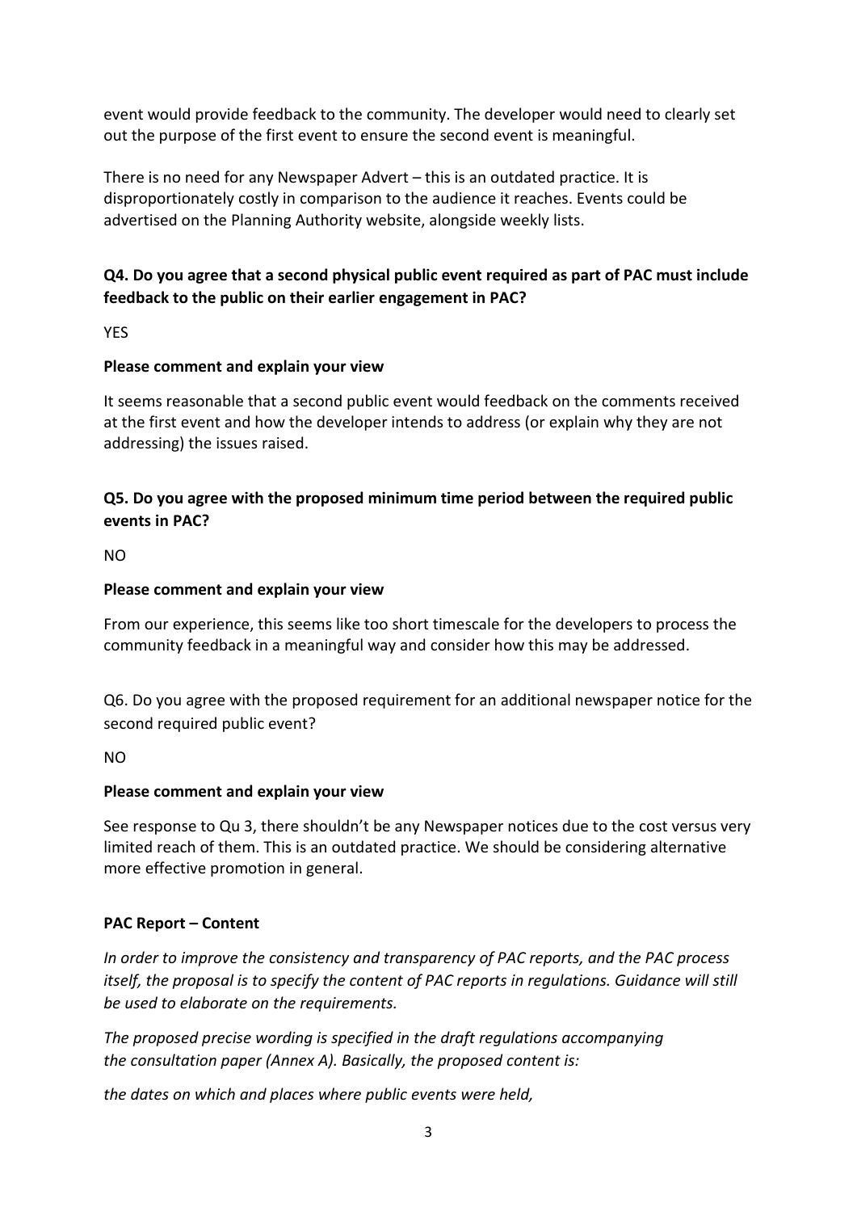event would provide feedback to the community. The developer would need to clearly set out the purpose of the first event to ensure the second event is meaningful.

There is no need for any Newspaper Advert – this is an outdated practice. It is disproportionately costly in comparison to the audience it reaches. Events could be advertised on the Planning Authority website, alongside weekly lists.

**Q4. Do you agree that a second physical public event required as part of PAC must include feedback to the public on their earlier engagement in PAC?**

YES

**Please comment and explain your view**

It seems reasonable that a second public event would feedback on the comments received at the first event and how the developer intends to address (or explain why they are not addressing) the issues raised.

**Q5. Do you agree with the proposed minimum time period between the required public events in PAC?**

NO

**Please comment and explain your view**

From our experience, this seems like too short timescale for the developers to process the community feedback in a meaningful way and consider how this may be addressed.

Q6. Do you agree with the proposed requirement for an additional newspaper notice for the second required public event?

NO

**Please comment and explain your view**

See response to Qu 3, there shouldn't be any Newspaper notices due to the cost versus very limited reach of them. This is an outdated practice. We should be considering alternative more effective promotion in general.

**PAC Report – Content**

*In order to improve the consistency and transparency of PAC reports, and the PAC process itself, the proposal is to specify the content of PAC reports in regulations. Guidance will still be used to elaborate on the requirements.*

*The proposed precise wording is specified in the draft regulations accompanying the consultation paper (Annex A). Basically, the proposed content is:*

*the dates on which and places where public events were held,*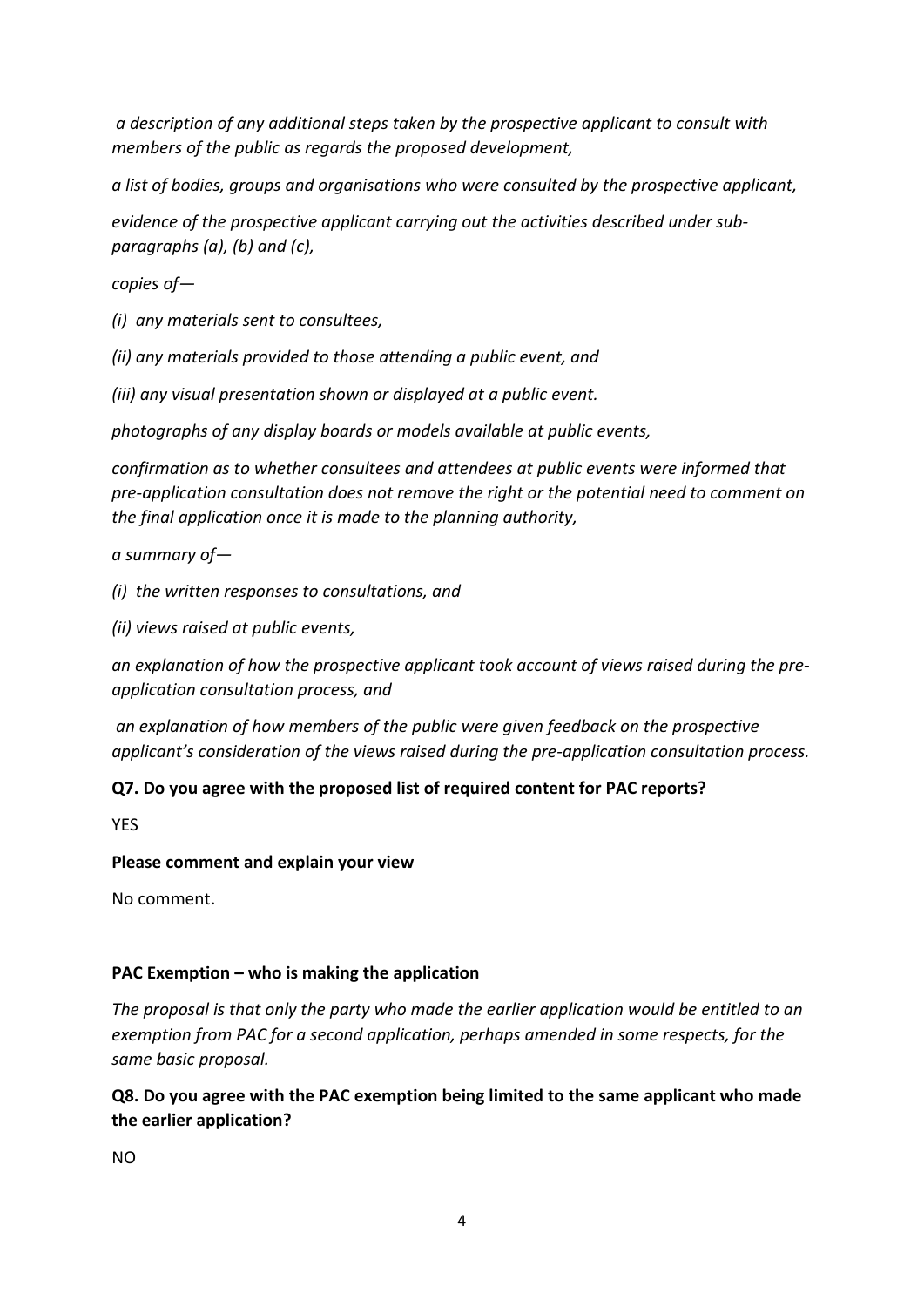*a description of any additional steps taken by the prospective applicant to consult with members of the public as regards the proposed development,*

*a list of bodies, groups and organisations who were consulted by the prospective applicant,*

*evidence of the prospective applicant carrying out the activities described under sub-paragraphs (a), (b) and (c),*

*copies of—*

*(i) any materials sent to consultees,*

*(ii) any materials provided to those attending a public event, and*

*(iii) any visual presentation shown or displayed at a public event.*

*photographs of any display boards or models available at public events,*

*confirmation as to whether consultees and attendees at public events were informed that pre-application consultation does not remove the right or the potential need to comment on the final application once it is made to the planning authority,*

*a summary of—*

*(i) the written responses to consultations, and*

*(ii) views raised at public events,*

*an explanation of how the prospective applicant took account of views raised during the pre-application consultation process, and*

*an explanation of how members of the public were given feedback on the prospective applicant's consideration of the views raised during the pre-application consultation process.*

**Q7. Do you agree with the proposed list of required content for PAC reports?**

YES

**Please comment and explain your view**

No comment.

**PAC Exemption – who is making the application**

*The proposal is that only the party who made the earlier application would be entitled to an exemption from PAC for a second application, perhaps amended in some respects, for the same basic proposal.*

**Q8. Do you agree with the PAC exemption being limited to the same applicant who made the earlier application?**

NO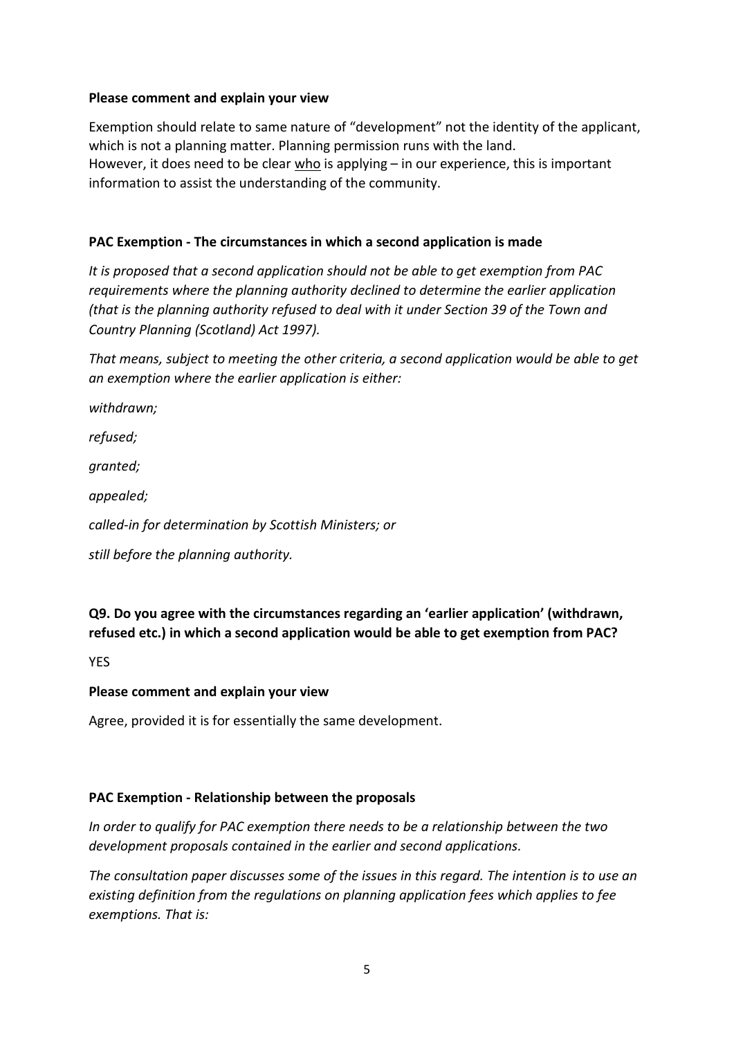**Please comment and explain your view**

Exemption should relate to same nature of "development" not the identity of the applicant, which is not a planning matter. Planning permission runs with the land.
However, it does need to be clear <u>who</u> is applying – in our experience, this is important information to assist the understanding of the community.

**PAC Exemption - The circumstances in which a second application is made**

*It is proposed that a second application should not be able to get exemption from PAC requirements where the planning authority declined to determine the earlier application (that is the planning authority refused to deal with it under Section 39 of the Town and Country Planning (Scotland) Act 1997).*

*That means, subject to meeting the other criteria, a second application would be able to get an exemption where the earlier application is either:*

*withdrawn;*

*refused;*

*granted;*

*appealed;*

*called-in for determination by Scottish Ministers; or*

*still before the planning authority.*

**Q9. Do you agree with the circumstances regarding an 'earlier application' (withdrawn, refused etc.) in which a second application would be able to get exemption from PAC?**

YES

**Please comment and explain your view**

Agree, provided it is for essentially the same development.

**PAC Exemption - Relationship between the proposals**

*In order to qualify for PAC exemption there needs to be a relationship between the two development proposals contained in the earlier and second applications.*

*The consultation paper discusses some of the issues in this regard. The intention is to use an existing definition from the regulations on planning application fees which applies to fee exemptions. That is:*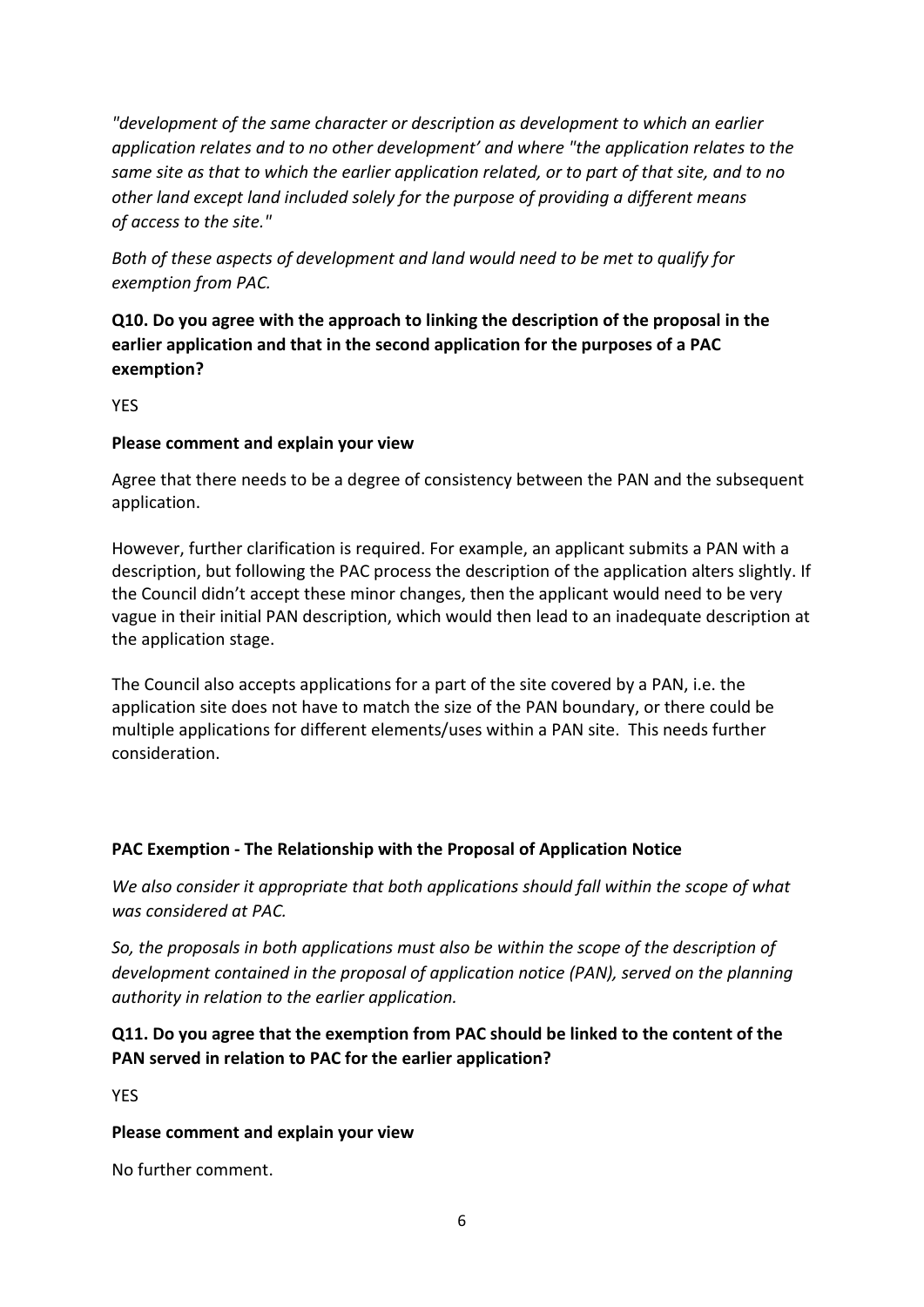*"development of the same character or description as development to which an earlier application relates and to no other development' and where "the application relates to the same site as that to which the earlier application related, or to part of that site, and to no other land except land included solely for the purpose of providing a different means of access to the site."*

*Both of these aspects of development and land would need to be met to qualify for exemption from PAC.*

**Q10. Do you agree with the approach to linking the description of the proposal in the earlier application and that in the second application for the purposes of a PAC exemption?**

YES

**Please comment and explain your view**

Agree that there needs to be a degree of consistency between the PAN and the subsequent application.

However, further clarification is required. For example, an applicant submits a PAN with a description, but following the PAC process the description of the application alters slightly. If the Council didn't accept these minor changes, then the applicant would need to be very vague in their initial PAN description, which would then lead to an inadequate description at the application stage.

The Council also accepts applications for a part of the site covered by a PAN, i.e. the application site does not have to match the size of the PAN boundary, or there could be multiple applications for different elements/uses within a PAN site. This needs further consideration.

**PAC Exemption - The Relationship with the Proposal of Application Notice**

*We also consider it appropriate that both applications should fall within the scope of what was considered at PAC.*

*So, the proposals in both applications must also be within the scope of the description of development contained in the proposal of application notice (PAN), served on the planning authority in relation to the earlier application.*

**Q11. Do you agree that the exemption from PAC should be linked to the content of the PAN served in relation to PAC for the earlier application?**

YES

**Please comment and explain your view**

No further comment.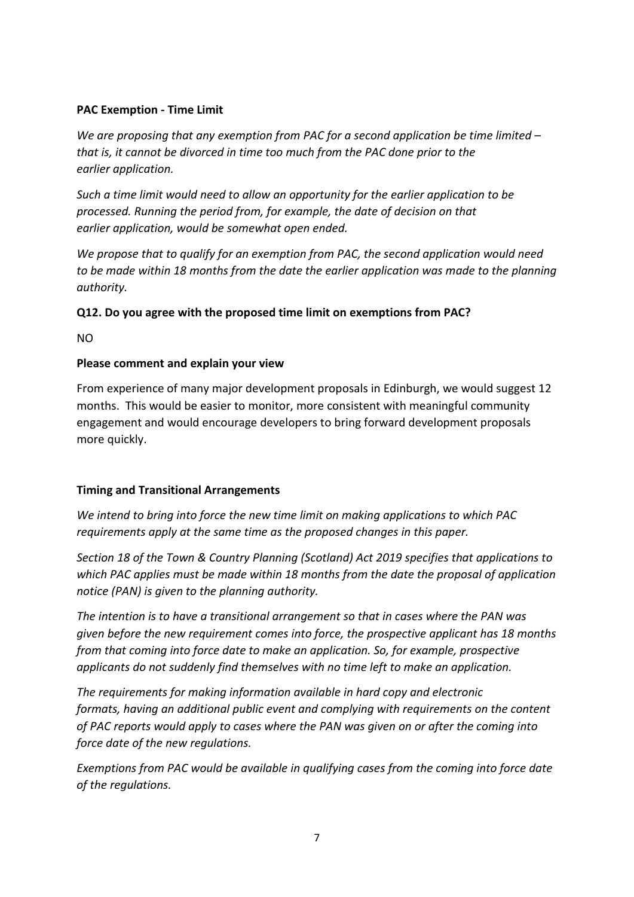**PAC Exemption - Time Limit**

*We are proposing that any exemption from PAC for a second application be time limited – that is, it cannot be divorced in time too much from the PAC done prior to the earlier application.*

*Such a time limit would need to allow an opportunity for the earlier application to be processed. Running the period from, for example, the date of decision on that earlier application, would be somewhat open ended.*

*We propose that to qualify for an exemption from PAC, the second application would need to be made within 18 months from the date the earlier application was made to the planning authority.*

**Q12. Do you agree with the proposed time limit on exemptions from PAC?**

NO

**Please comment and explain your view**

From experience of many major development proposals in Edinburgh, we would suggest 12 months. This would be easier to monitor, more consistent with meaningful community engagement and would encourage developers to bring forward development proposals more quickly.

**Timing and Transitional Arrangements**

*We intend to bring into force the new time limit on making applications to which PAC requirements apply at the same time as the proposed changes in this paper.*

*Section 18 of the Town & Country Planning (Scotland) Act 2019 specifies that applications to which PAC applies must be made within 18 months from the date the proposal of application notice (PAN) is given to the planning authority.*

*The intention is to have a transitional arrangement so that in cases where the PAN was given before the new requirement comes into force, the prospective applicant has 18 months from that coming into force date to make an application. So, for example, prospective applicants do not suddenly find themselves with no time left to make an application.*

*The requirements for making information available in hard copy and electronic formats, having an additional public event and complying with requirements on the content of PAC reports would apply to cases where the PAN was given on or after the coming into force date of the new regulations.*

*Exemptions from PAC would be available in qualifying cases from the coming into force date of the regulations.*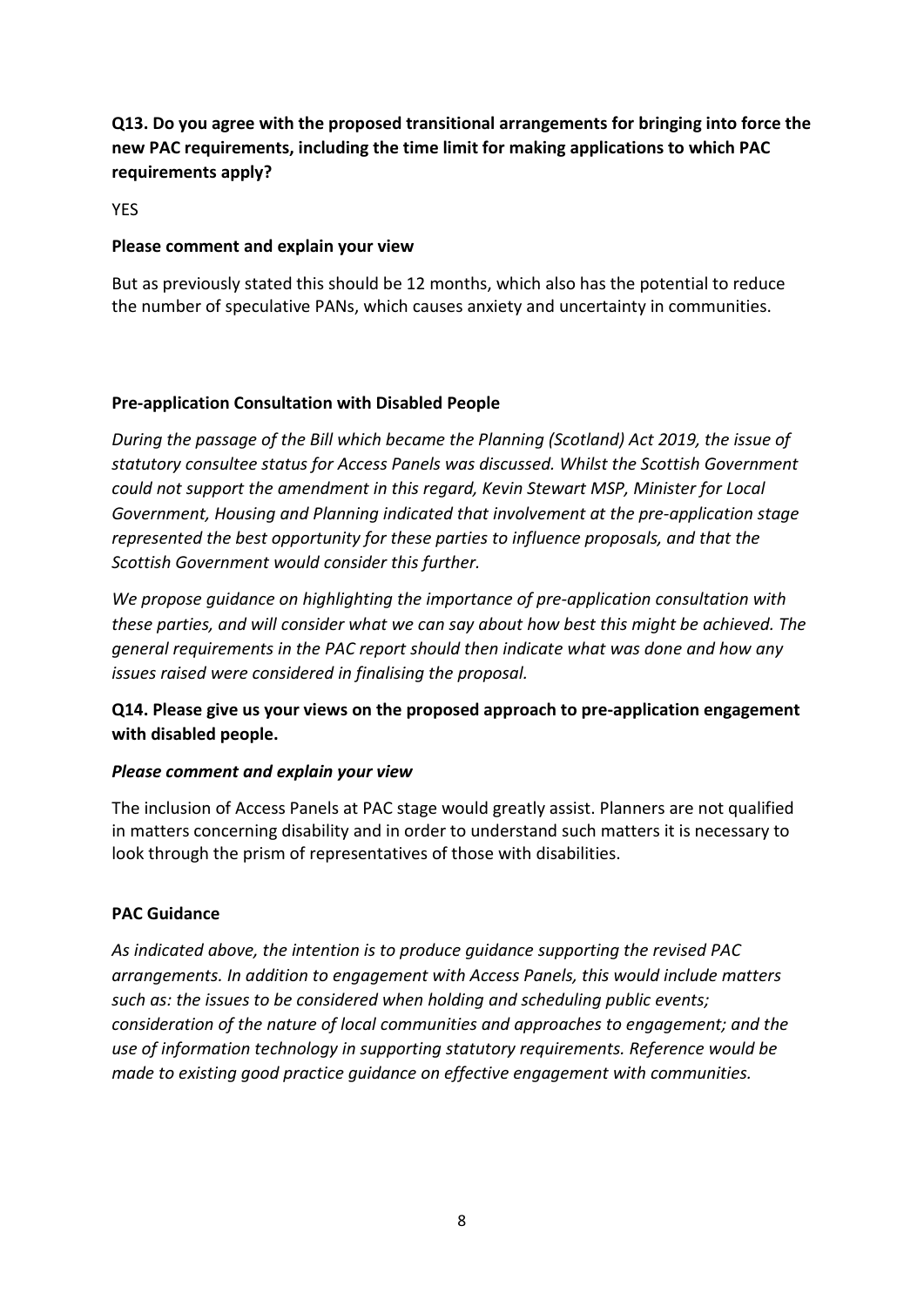**Q13. Do you agree with the proposed transitional arrangements for bringing into force the new PAC requirements, including the time limit for making applications to which PAC requirements apply?**

YES

**Please comment and explain your view**

But as previously stated this should be 12 months, which also has the potential to reduce the number of speculative PANs, which causes anxiety and uncertainty in communities.

**Pre-application Consultation with Disabled People**

*During the passage of the Bill which became the Planning (Scotland) Act 2019, the issue of statutory consultee status for Access Panels was discussed. Whilst the Scottish Government could not support the amendment in this regard, Kevin Stewart MSP, Minister for Local Government, Housing and Planning indicated that involvement at the pre-application stage represented the best opportunity for these parties to influence proposals, and that the Scottish Government would consider this further.*

*We propose guidance on highlighting the importance of pre-application consultation with these parties, and will consider what we can say about how best this might be achieved. The general requirements in the PAC report should then indicate what was done and how any issues raised were considered in finalising the proposal.*

**Q14. Please give us your views on the proposed approach to pre-application engagement with disabled people.**

***Please comment and explain your view***

The inclusion of Access Panels at PAC stage would greatly assist. Planners are not qualified in matters concerning disability and in order to understand such matters it is necessary to look through the prism of representatives of those with disabilities.

**PAC Guidance**

*As indicated above, the intention is to produce guidance supporting the revised PAC arrangements. In addition to engagement with Access Panels, this would include matters such as: the issues to be considered when holding and scheduling public events; consideration of the nature of local communities and approaches to engagement; and the use of information technology in supporting statutory requirements. Reference would be made to existing good practice guidance on effective engagement with communities.*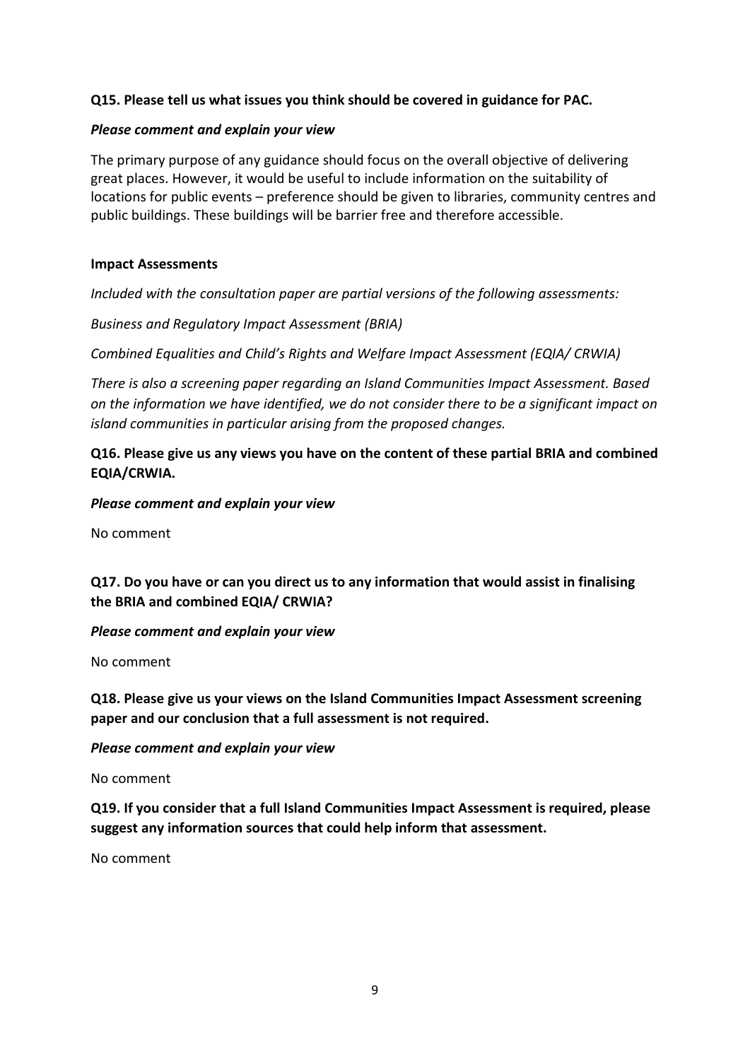**Q15. Please tell us what issues you think should be covered in guidance for PAC.**

***Please comment and explain your view***

The primary purpose of any guidance should focus on the overall objective of delivering great places. However, it would be useful to include information on the suitability of locations for public events – preference should be given to libraries, community centres and public buildings. These buildings will be barrier free and therefore accessible.

**Impact Assessments**

*Included with the consultation paper are partial versions of the following assessments:*

*Business and Regulatory Impact Assessment (BRIA)*

*Combined Equalities and Child's Rights and Welfare Impact Assessment (EQIA/ CRWIA)*

*There is also a screening paper regarding an Island Communities Impact Assessment. Based on the information we have identified, we do not consider there to be a significant impact on island communities in particular arising from the proposed changes.*

**Q16. Please give us any views you have on the content of these partial BRIA and combined EQIA/CRWIA.**

***Please comment and explain your view***

No comment

**Q17. Do you have or can you direct us to any information that would assist in finalising the BRIA and combined EQIA/ CRWIA?**

***Please comment and explain your view***

No comment

**Q18. Please give us your views on the Island Communities Impact Assessment screening paper and our conclusion that a full assessment is not required.**

***Please comment and explain your view***

No comment

**Q19. If you consider that a full Island Communities Impact Assessment is required, please suggest any information sources that could help inform that assessment.**

No comment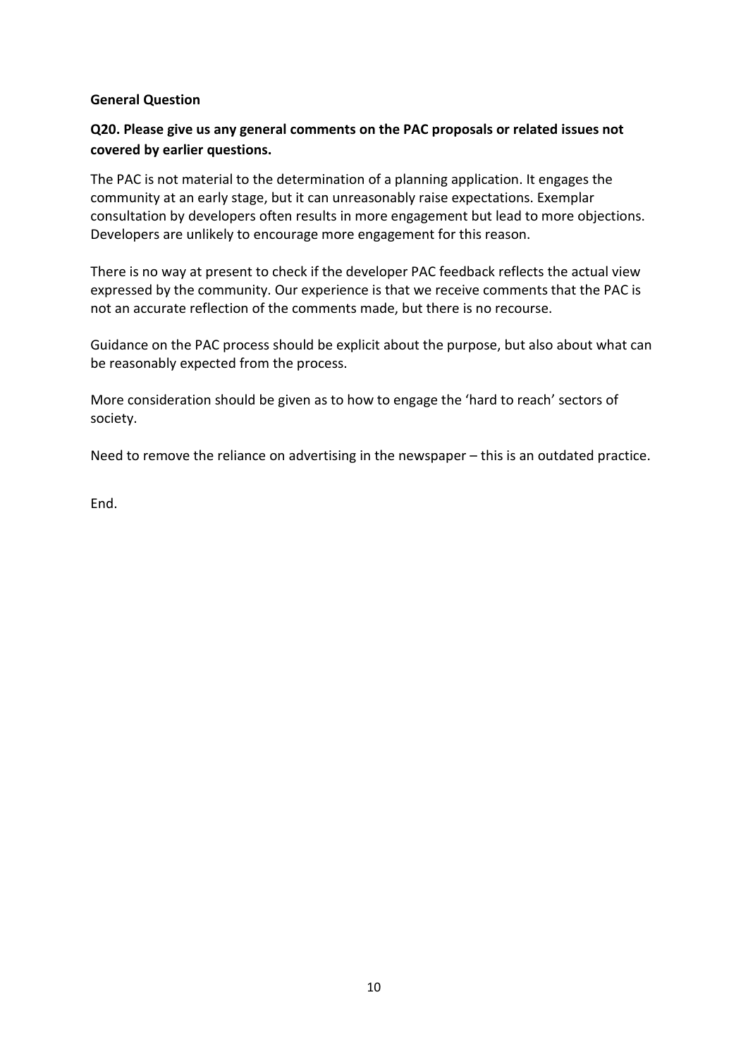**General Question**

**Q20. Please give us any general comments on the PAC proposals or related issues not covered by earlier questions.**

The PAC is not material to the determination of a planning application. It engages the community at an early stage, but it can unreasonably raise expectations. Exemplar consultation by developers often results in more engagement but lead to more objections. Developers are unlikely to encourage more engagement for this reason.

There is no way at present to check if the developer PAC feedback reflects the actual view expressed by the community. Our experience is that we receive comments that the PAC is not an accurate reflection of the comments made, but there is no recourse.

Guidance on the PAC process should be explicit about the purpose, but also about what can be reasonably expected from the process.

More consideration should be given as to how to engage the 'hard to reach' sectors of society.

Need to remove the reliance on advertising in the newspaper – this is an outdated practice.

End.